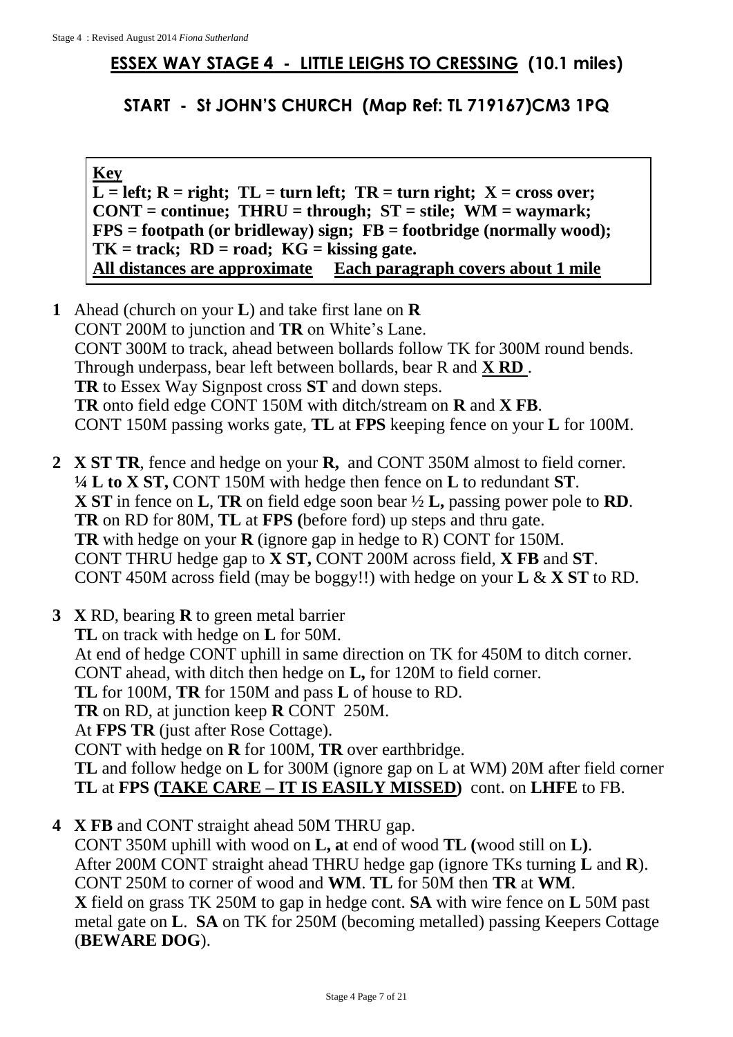## ESSEX WAY STAGE 4 - LITTLE LEIGHS TO CRESSING (10.1 miles)

## START - St JOHN'S CHURCH (Map Ref: TL 719167)CM3 1PQ

**Key**
**L = left; R = right; TL = turn left; TR = turn right; X = cross over; CONT = continue; THRU = through; ST = stile; WM = waymark; FPS = footpath (or bridleway) sign; FB = footbridge (normally wood); TK = track; RD = road; KG = kissing gate.**
**All distances are approximate**    **Each paragraph covers about 1 mile**

**1** Ahead (church on your **L**) and take first lane on **R**
CONT 200M to junction and **TR** on White's Lane.
CONT 300M to track, ahead between bollards follow TK for 300M round bends.
Through underpass, bear left between bollards, bear R and **X RD** .
**TR** to Essex Way Signpost cross **ST** and down steps.
**TR** onto field edge CONT 150M with ditch/stream on **R** and **X FB**.
CONT 150M passing works gate, **TL** at **FPS** keeping fence on your **L** for 100M.

**2** **X ST TR**, fence and hedge on your **R,** and CONT 350M almost to field corner.
**¼ L to X ST,** CONT 150M with hedge then fence on **L** to redundant **ST**.
**X ST** in fence on **L**, **TR** on field edge soon bear ½ **L,** passing power pole to **RD**.
**TR** on RD for 80M, **TL** at **FPS (**before ford) up steps and thru gate.
**TR** with hedge on your **R** (ignore gap in hedge to R) CONT for 150M.
CONT THRU hedge gap to **X ST,** CONT 200M across field, **X FB** and **ST**.
CONT 450M across field (may be boggy!!) with hedge on your **L** & **X ST** to RD.

**3** **X** RD, bearing **R** to green metal barrier
**TL** on track with hedge on **L** for 50M.
At end of hedge CONT uphill in same direction on TK for 450M to ditch corner.
CONT ahead, with ditch then hedge on **L,** for 120M to field corner.
**TL** for 100M, **TR** for 150M and pass **L** of house to RD.
**TR** on RD, at junction keep **R** CONT 250M.
At **FPS TR** (just after Rose Cottage).
CONT with hedge on **R** for 100M, **TR** over earthbridge.
**TL** and follow hedge on **L** for 300M (ignore gap on L at WM) 20M after field corner
**TL** at **FPS (TAKE CARE – IT IS EASILY MISSED)** cont. on **LHFE** to FB.

**4** **X FB** and CONT straight ahead 50M THRU gap.
CONT 350M uphill with wood on **L, a**t end of wood **TL (**wood still on **L)**.
After 200M CONT straight ahead THRU hedge gap (ignore TKs turning **L** and **R**).
CONT 250M to corner of wood and **WM**. **TL** for 50M then **TR** at **WM**.
**X** field on grass TK 250M to gap in hedge cont. **SA** with wire fence on **L** 50M past metal gate on **L**. **SA** on TK for 250M (becoming metalled) passing Keepers Cottage (**BEWARE DOG**).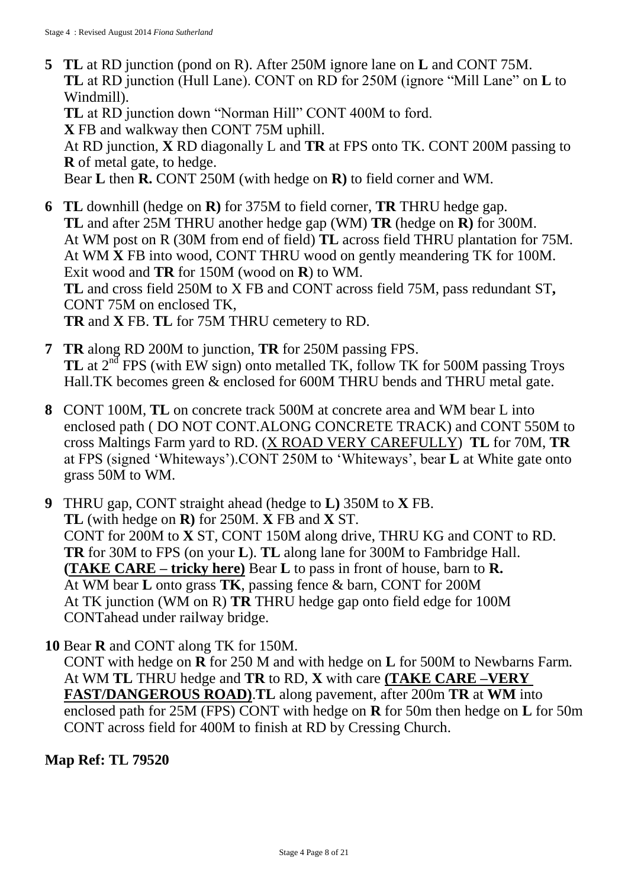**5** **TL** at RD junction (pond on R). After 250M ignore lane on **L** and CONT 75M. **TL** at RD junction (Hull Lane). CONT on RD for 250M (ignore "Mill Lane" on **L** to Windmill).
**TL** at RD junction down "Norman Hill" CONT 400M to ford.
**X** FB and walkway then CONT 75M uphill.
At RD junction, **X** RD diagonally L and **TR** at FPS onto TK. CONT 200M passing to **R** of metal gate, to hedge.
Bear **L** then **R.** CONT 250M (with hedge on **R)** to field corner and WM.

**6** **TL** downhill (hedge on **R)** for 375M to field corner, **TR** THRU hedge gap.
**TL** and after 25M THRU another hedge gap (WM) **TR** (hedge on **R)** for 300M.
At WM post on R (30M from end of field) **TL** across field THRU plantation for 75M.
At WM **X** FB into wood, CONT THRU wood on gently meandering TK for 100M.
Exit wood and **TR** for 150M (wood on **R**) to WM.
**TL** and cross field 250M to X FB and CONT across field 75M, pass redundant ST**,** CONT 75M on enclosed TK,
**TR** and **X** FB. **TL** for 75M THRU cemetery to RD.

**7** **TR** along RD 200M to junction, **TR** for 250M passing FPS.
**TL** at 2nd FPS (with EW sign) onto metalled TK, follow TK for 500M passing Troys Hall.TK becomes green & enclosed for 600M THRU bends and THRU metal gate.

**8** CONT 100M, **TL** on concrete track 500M at concrete area and WM bear L into enclosed path ( DO NOT CONT.ALONG CONCRETE TRACK) and CONT 550M to cross Maltings Farm yard to RD. (X ROAD VERY CAREFULLY) **TL** for 70M, **TR** at FPS (signed 'Whiteways').CONT 250M to 'Whiteways', bear **L** at White gate onto grass 50M to WM.

**9** THRU gap, CONT straight ahead (hedge to **L)** 350M to **X** FB.
**TL** (with hedge on **R)** for 250M. **X** FB and **X** ST.
CONT for 200M to **X** ST, CONT 150M along drive, THRU KG and CONT to RD.
**TR** for 30M to FPS (on your **L**). **TL** along lane for 300M to Fambridge Hall.
**(TAKE CARE – tricky here)** Bear **L** to pass in front of house, barn to **R.**
At WM bear **L** onto grass **TK**, passing fence & barn, CONT for 200M
At TK junction (WM on R) **TR** THRU hedge gap onto field edge for 100M
CONTahead under railway bridge.

**10** Bear **R** and CONT along TK for 150M.
CONT with hedge on **R** for 250 M and with hedge on **L** for 500M to Newbarns Farm.
At WM **TL** THRU hedge and **TR** to RD, **X** with care **(TAKE CARE –VERY FAST/DANGEROUS ROAD)**.**TL** along pavement, after 200m **TR** at **WM** into enclosed path for 25M (FPS) CONT with hedge on **R** for 50m then hedge on **L** for 50m CONT across field for 400M to finish at RD by Cressing Church.

**Map Ref: TL 79520**